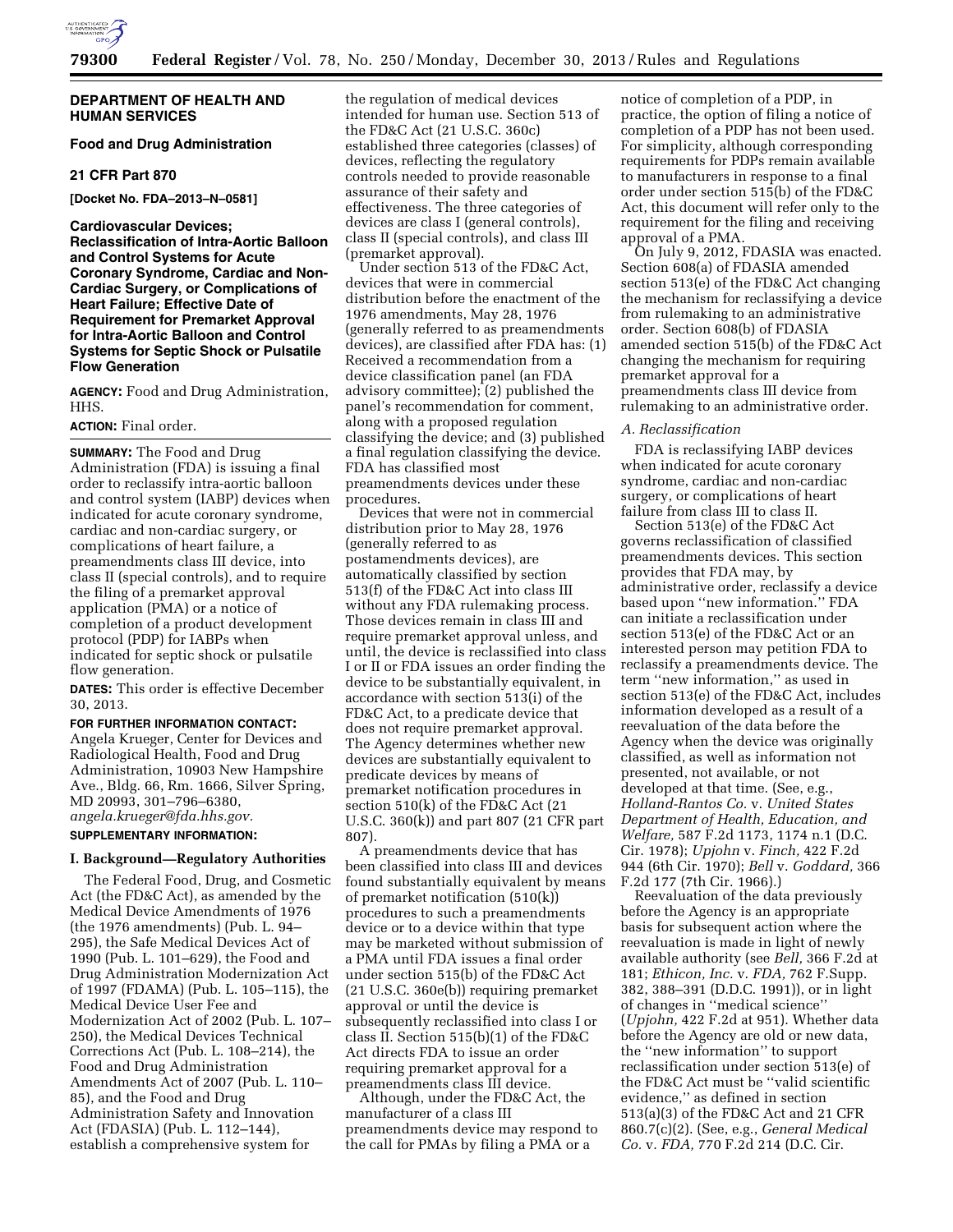**DEPARTMENT OF HEALTH AND HUMAN SERVICES**

**Food and Drug Administration**

**21 CFR Part 870**

**[Docket No. FDA–2013–N–0581]**

**Cardiovascular Devices; Reclassification of Intra-Aortic Balloon and Control Systems for Acute Coronary Syndrome, Cardiac and Non-Cardiac Surgery, or Complications of Heart Failure; Effective Date of Requirement for Premarket Approval for Intra-Aortic Balloon and Control Systems for Septic Shock or Pulsatile Flow Generation**

**AGENCY:** Food and Drug Administration, HHS.

**ACTION:** Final order.

**SUMMARY:** The Food and Drug Administration (FDA) is issuing a final order to reclassify intra-aortic balloon and control system (IABP) devices when indicated for acute coronary syndrome, cardiac and non-cardiac surgery, or complications of heart failure, a preamendments class III device, into class II (special controls), and to require the filing of a premarket approval application (PMA) or a notice of completion of a product development protocol (PDP) for IABPs when indicated for septic shock or pulsatile flow generation.

**DATES:** This order is effective December 30, 2013.

**FOR FURTHER INFORMATION CONTACT:** Angela Krueger, Center for Devices and Radiological Health, Food and Drug Administration, 10903 New Hampshire Ave., Bldg. 66, Rm. 1666, Silver Spring, MD 20993, 301–796–6380, *angela.krueger@fda.hhs.gov.*

**SUPPLEMENTARY INFORMATION:**

## I. Background—Regulatory Authorities

The Federal Food, Drug, and Cosmetic Act (the FD&C Act), as amended by the Medical Device Amendments of 1976 (the 1976 amendments) (Pub. L. 94–295), the Safe Medical Devices Act of 1990 (Pub. L. 101–629), the Food and Drug Administration Modernization Act of 1997 (FDAMA) (Pub. L. 105–115), the Medical Device User Fee and Modernization Act of 2002 (Pub. L. 107–250), the Medical Devices Technical Corrections Act (Pub. L. 108–214), the Food and Drug Administration Amendments Act of 2007 (Pub. L. 110–85), and the Food and Drug Administration Safety and Innovation Act (FDASIA) (Pub. L. 112–144), establish a comprehensive system for the regulation of medical devices intended for human use. Section 513 of the FD&C Act (21 U.S.C. 360c) established three categories (classes) of devices, reflecting the regulatory controls needed to provide reasonable assurance of their safety and effectiveness. The three categories of devices are class I (general controls), class II (special controls), and class III (premarket approval).

Under section 513 of the FD&C Act, devices that were in commercial distribution before the enactment of the 1976 amendments, May 28, 1976 (generally referred to as preamendments devices), are classified after FDA has: (1) Received a recommendation from a device classification panel (an FDA advisory committee); (2) published the panel's recommendation for comment, along with a proposed regulation classifying the device; and (3) published a final regulation classifying the device. FDA has classified most preamendments devices under these procedures.

Devices that were not in commercial distribution prior to May 28, 1976 (generally referred to as postamendments devices), are automatically classified by section 513(f) of the FD&C Act into class III without any FDA rulemaking process. Those devices remain in class III and require premarket approval unless, and until, the device is reclassified into class I or II or FDA issues an order finding the device to be substantially equivalent, in accordance with section 513(i) of the FD&C Act, to a predicate device that does not require premarket approval. The Agency determines whether new devices are substantially equivalent to predicate devices by means of premarket notification procedures in section 510(k) of the FD&C Act (21 U.S.C. 360(k)) and part 807 (21 CFR part 807).

A preamendments device that has been classified into class III and devices found substantially equivalent by means of premarket notification (510(k)) procedures to such a preamendments device or to a device within that type may be marketed without submission of a PMA until FDA issues a final order under section 515(b) of the FD&C Act (21 U.S.C. 360e(b)) requiring premarket approval or until the device is subsequently reclassified into class I or class II. Section 515(b)(1) of the FD&C Act directs FDA to issue an order requiring premarket approval for a preamendments class III device.

Although, under the FD&C Act, the manufacturer of a class III preamendments device may respond to the call for PMAs by filing a PMA or a notice of completion of a PDP, in practice, the option of filing a notice of completion of a PDP has not been used. For simplicity, although corresponding requirements for PDPs remain available to manufacturers in response to a final order under section 515(b) of the FD&C Act, this document will refer only to the requirement for the filing and receiving approval of a PMA.

On July 9, 2012, FDASIA was enacted. Section 608(a) of FDASIA amended section 513(e) of the FD&C Act changing the mechanism for reclassifying a device from rulemaking to an administrative order. Section 608(b) of FDASIA amended section 515(b) of the FD&C Act changing the mechanism for requiring premarket approval for a preamendments class III device from rulemaking to an administrative order.

### *A. Reclassification*

FDA is reclassifying IABP devices when indicated for acute coronary syndrome, cardiac and non-cardiac surgery, or complications of heart failure from class III to class II.

Section 513(e) of the FD&C Act governs reclassification of classified preamendments devices. This section provides that FDA may, by administrative order, reclassify a device based upon ''new information.'' FDA can initiate a reclassification under section 513(e) of the FD&C Act or an interested person may petition FDA to reclassify a preamendments device. The term ''new information,'' as used in section 513(e) of the FD&C Act, includes information developed as a result of a reevaluation of the data before the Agency when the device was originally classified, as well as information not presented, not available, or not developed at that time. (See, e.g., *Holland-Rantos Co.* v. *United States Department of Health, Education, and Welfare,* 587 F.2d 1173, 1174 n.1 (D.C. Cir. 1978); *Upjohn* v. *Finch,* 422 F.2d 944 (6th Cir. 1970); *Bell* v. *Goddard,* 366 F.2d 177 (7th Cir. 1966).)

Reevaluation of the data previously before the Agency is an appropriate basis for subsequent action where the reevaluation is made in light of newly available authority (see *Bell,* 366 F.2d at 181; *Ethicon, Inc.* v. *FDA,* 762 F.Supp. 382, 388–391 (D.D.C. 1991)), or in light of changes in ''medical science'' (*Upjohn,* 422 F.2d at 951). Whether data before the Agency are old or new data, the ''new information'' to support reclassification under section 513(e) of the FD&C Act must be ''valid scientific evidence,'' as defined in section 513(a)(3) of the FD&C Act and 21 CFR 860.7(c)(2). (See, e.g., *General Medical Co.* v. *FDA,* 770 F.2d 214 (D.C. Cir.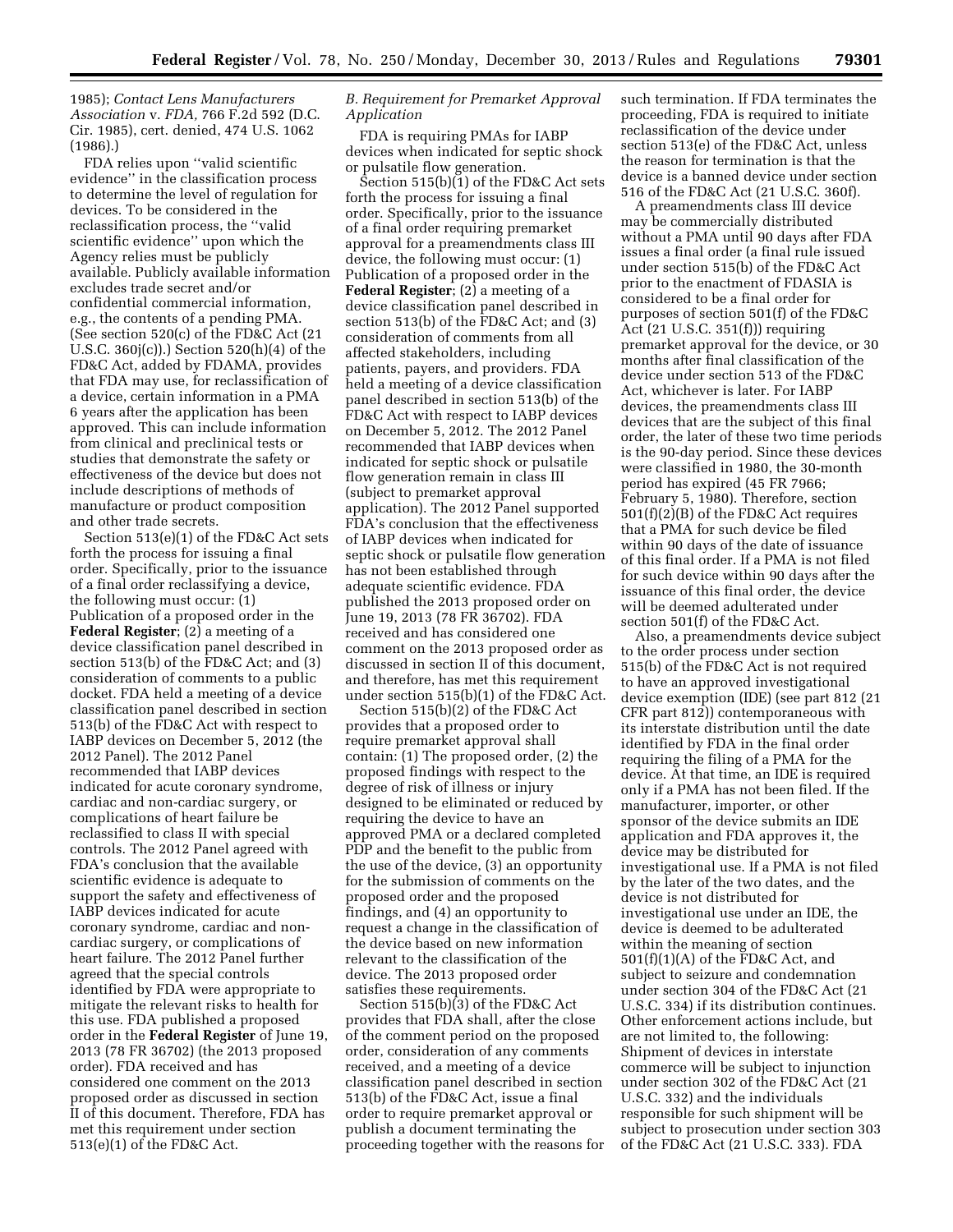1985); *Contact Lens Manufacturers Association* v. *FDA,* 766 F.2d 592 (D.C. Cir. 1985), cert. denied, 474 U.S. 1062 (1986).)

FDA relies upon ''valid scientific evidence'' in the classification process to determine the level of regulation for devices. To be considered in the reclassification process, the ''valid scientific evidence'' upon which the Agency relies must be publicly available. Publicly available information excludes trade secret and/or confidential commercial information, e.g., the contents of a pending PMA. (See section 520(c) of the FD&C Act (21 U.S.C. 360j(c)).) Section 520(h)(4) of the FD&C Act, added by FDAMA, provides that FDA may use, for reclassification of a device, certain information in a PMA 6 years after the application has been approved. This can include information from clinical and preclinical tests or studies that demonstrate the safety or effectiveness of the device but does not include descriptions of methods of manufacture or product composition and other trade secrets.

Section 513(e)(1) of the FD&C Act sets forth the process for issuing a final order. Specifically, prior to the issuance of a final order reclassifying a device, the following must occur: (1) Publication of a proposed order in the **Federal Register**; (2) a meeting of a device classification panel described in section 513(b) of the FD&C Act; and (3) consideration of comments to a public docket. FDA held a meeting of a device classification panel described in section 513(b) of the FD&C Act with respect to IABP devices on December 5, 2012 (the 2012 Panel). The 2012 Panel recommended that IABP devices indicated for acute coronary syndrome, cardiac and non-cardiac surgery, or complications of heart failure be reclassified to class II with special controls. The 2012 Panel agreed with FDA's conclusion that the available scientific evidence is adequate to support the safety and effectiveness of IABP devices indicated for acute coronary syndrome, cardiac and non-cardiac surgery, or complications of heart failure. The 2012 Panel further agreed that the special controls identified by FDA were appropriate to mitigate the relevant risks to health for this use. FDA published a proposed order in the **Federal Register** of June 19, 2013 (78 FR 36702) (the 2013 proposed order). FDA received and has considered one comment on the 2013 proposed order as discussed in section II of this document. Therefore, FDA has met this requirement under section 513(e)(1) of the FD&C Act.

### *B. Requirement for Premarket Approval Application*

FDA is requiring PMAs for IABP devices when indicated for septic shock or pulsatile flow generation.

Section 515(b)(1) of the FD&C Act sets forth the process for issuing a final order. Specifically, prior to the issuance of a final order requiring premarket approval for a preamendments class III device, the following must occur: (1) Publication of a proposed order in the **Federal Register**; (2) a meeting of a device classification panel described in section 513(b) of the FD&C Act; and (3) consideration of comments from all affected stakeholders, including patients, payers, and providers. FDA held a meeting of a device classification panel described in section 513(b) of the FD&C Act with respect to IABP devices on December 5, 2012. The 2012 Panel recommended that IABP devices when indicated for septic shock or pulsatile flow generation remain in class III (subject to premarket approval application). The 2012 Panel supported FDA's conclusion that the effectiveness of IABP devices when indicated for septic shock or pulsatile flow generation has not been established through adequate scientific evidence. FDA published the 2013 proposed order on June 19, 2013 (78 FR 36702). FDA received and has considered one comment on the 2013 proposed order as discussed in section II of this document, and therefore, has met this requirement under section 515(b)(1) of the FD&C Act.

Section 515(b)(2) of the FD&C Act provides that a proposed order to require premarket approval shall contain: (1) The proposed order, (2) the proposed findings with respect to the degree of risk of illness or injury designed to be eliminated or reduced by requiring the device to have an approved PMA or a declared completed PDP and the benefit to the public from the use of the device, (3) an opportunity for the submission of comments on the proposed order and the proposed findings, and (4) an opportunity to request a change in the classification of the device based on new information relevant to the classification of the device. The 2013 proposed order satisfies these requirements.

Section 515(b)(3) of the FD&C Act provides that FDA shall, after the close of the comment period on the proposed order, consideration of any comments received, and a meeting of a device classification panel described in section 513(b) of the FD&C Act, issue a final order to require premarket approval or publish a document terminating the proceeding together with the reasons for such termination. If FDA terminates the proceeding, FDA is required to initiate reclassification of the device under section 513(e) of the FD&C Act, unless the reason for termination is that the device is a banned device under section 516 of the FD&C Act (21 U.S.C. 360f).

A preamendments class III device may be commercially distributed without a PMA until 90 days after FDA issues a final order (a final rule issued under section 515(b) of the FD&C Act prior to the enactment of FDASIA is considered to be a final order for purposes of section 501(f) of the FD&C Act (21 U.S.C. 351(f))) requiring premarket approval for the device, or 30 months after final classification of the device under section 513 of the FD&C Act, whichever is later. For IABP devices, the preamendments class III devices that are the subject of this final order, the later of these two time periods is the 90-day period. Since these devices were classified in 1980, the 30-month period has expired (45 FR 7966; February 5, 1980). Therefore, section 501(f)(2)(B) of the FD&C Act requires that a PMA for such device be filed within 90 days of the date of issuance of this final order. If a PMA is not filed for such device within 90 days after the issuance of this final order, the device will be deemed adulterated under section 501(f) of the FD&C Act.

Also, a preamendments device subject to the order process under section 515(b) of the FD&C Act is not required to have an approved investigational device exemption (IDE) (see part 812 (21 CFR part 812)) contemporaneous with its interstate distribution until the date identified by FDA in the final order requiring the filing of a PMA for the device. At that time, an IDE is required only if a PMA has not been filed. If the manufacturer, importer, or other sponsor of the device submits an IDE application and FDA approves it, the device may be distributed for investigational use. If a PMA is not filed by the later of the two dates, and the device is not distributed for investigational use under an IDE, the device is deemed to be adulterated within the meaning of section 501(f)(1)(A) of the FD&C Act, and subject to seizure and condemnation under section 304 of the FD&C Act (21 U.S.C. 334) if its distribution continues. Other enforcement actions include, but are not limited to, the following: Shipment of devices in interstate commerce will be subject to injunction under section 302 of the FD&C Act (21 U.S.C. 332) and the individuals responsible for such shipment will be subject to prosecution under section 303 of the FD&C Act (21 U.S.C. 333). FDA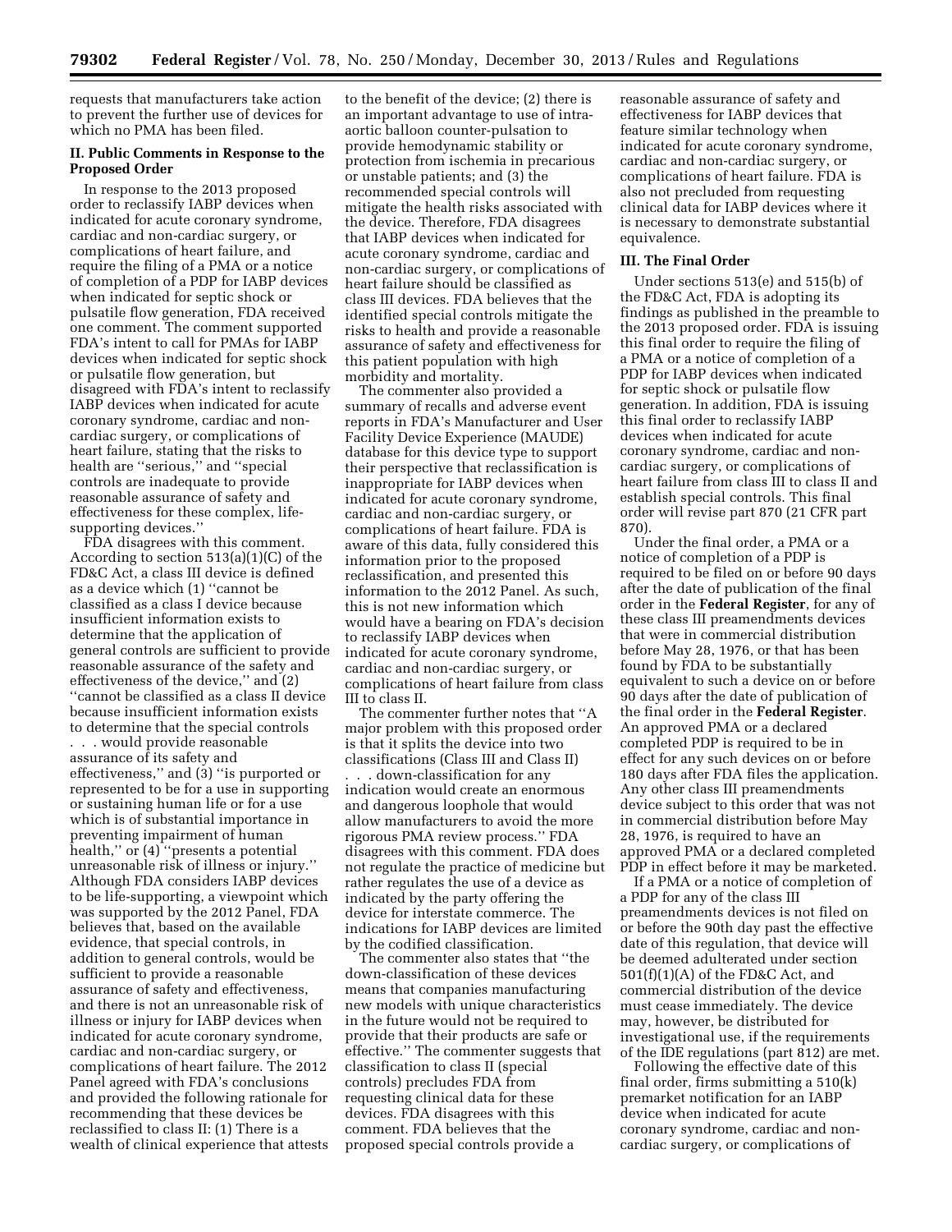requests that manufacturers take action to prevent the further use of devices for which no PMA has been filed.

## II. Public Comments in Response to the Proposed Order

In response to the 2013 proposed order to reclassify IABP devices when indicated for acute coronary syndrome, cardiac and non-cardiac surgery, or complications of heart failure, and require the filing of a PMA or a notice of completion of a PDP for IABP devices when indicated for septic shock or pulsatile flow generation, FDA received one comment. The comment supported FDA's intent to call for PMAs for IABP devices when indicated for septic shock or pulsatile flow generation, but disagreed with FDA's intent to reclassify IABP devices when indicated for acute coronary syndrome, cardiac and non-cardiac surgery, or complications of heart failure, stating that the risks to health are "serious," and "special controls are inadequate to provide reasonable assurance of safety and effectiveness for these complex, life-supporting devices."

FDA disagrees with this comment. According to section 513(a)(1)(C) of the FD&C Act, a class III device is defined as a device which (1) "cannot be classified as a class I device because insufficient information exists to determine that the application of general controls are sufficient to provide reasonable assurance of the safety and effectiveness of the device," and (2) "cannot be classified as a class II device because insufficient information exists to determine that the special controls . . . would provide reasonable assurance of its safety and effectiveness," and (3) "is purported or represented to be for a use in supporting or sustaining human life or for a use which is of substantial importance in preventing impairment of human health," or (4) "presents a potential unreasonable risk of illness or injury." Although FDA considers IABP devices to be life-supporting, a viewpoint which was supported by the 2012 Panel, FDA believes that, based on the available evidence, that special controls, in addition to general controls, would be sufficient to provide a reasonable assurance of safety and effectiveness, and there is not an unreasonable risk of illness or injury for IABP devices when indicated for acute coronary syndrome, cardiac and non-cardiac surgery, or complications of heart failure. The 2012 Panel agreed with FDA's conclusions and provided the following rationale for recommending that these devices be reclassified to class II: (1) There is a wealth of clinical experience that attests to the benefit of the device; (2) there is an important advantage to use of intra-aortic balloon counter-pulsation to provide hemodynamic stability or protection from ischemia in precarious or unstable patients; and (3) the recommended special controls will mitigate the health risks associated with the device. Therefore, FDA disagrees that IABP devices when indicated for acute coronary syndrome, cardiac and non-cardiac surgery, or complications of heart failure should be classified as class III devices. FDA believes that the identified special controls mitigate the risks to health and provide a reasonable assurance of safety and effectiveness for this patient population with high morbidity and mortality.

The commenter also provided a summary of recalls and adverse event reports in FDA's Manufacturer and User Facility Device Experience (MAUDE) database for this device type to support their perspective that reclassification is inappropriate for IABP devices when indicated for acute coronary syndrome, cardiac and non-cardiac surgery, or complications of heart failure. FDA is aware of this data, fully considered this information prior to the proposed reclassification, and presented this information to the 2012 Panel. As such, this is not new information which would have a bearing on FDA's decision to reclassify IABP devices when indicated for acute coronary syndrome, cardiac and non-cardiac surgery, or complications of heart failure from class III to class II.

The commenter further notes that "A major problem with this proposed order is that it splits the device into two classifications (Class III and Class II) . . . down-classification for any indication would create an enormous and dangerous loophole that would allow manufacturers to avoid the more rigorous PMA review process." FDA disagrees with this comment. FDA does not regulate the practice of medicine but rather regulates the use of a device as indicated by the party offering the device for interstate commerce. The indications for IABP devices are limited by the codified classification.

The commenter also states that "the down-classification of these devices means that companies manufacturing new models with unique characteristics in the future would not be required to provide that their products are safe or effective." The commenter suggests that classification to class II (special controls) precludes FDA from requesting clinical data for these devices. FDA disagrees with this comment. FDA believes that the proposed special controls provide a reasonable assurance of safety and effectiveness for IABP devices that feature similar technology when indicated for acute coronary syndrome, cardiac and non-cardiac surgery, or complications of heart failure. FDA is also not precluded from requesting clinical data for IABP devices where it is necessary to demonstrate substantial equivalence.

## III. The Final Order

Under sections 513(e) and 515(b) of the FD&C Act, FDA is adopting its findings as published in the preamble to the 2013 proposed order. FDA is issuing this final order to require the filing of a PMA or a notice of completion of a PDP for IABP devices when indicated for septic shock or pulsatile flow generation. In addition, FDA is issuing this final order to reclassify IABP devices when indicated for acute coronary syndrome, cardiac and non-cardiac surgery, or complications of heart failure from class III to class II and establish special controls. This final order will revise part 870 (21 CFR part 870).

Under the final order, a PMA or a notice of completion of a PDP is required to be filed on or before 90 days after the date of publication of the final order in the **Federal Register**, for any of these class III preamendments devices that were in commercial distribution before May 28, 1976, or that has been found by FDA to be substantially equivalent to such a device on or before 90 days after the date of publication of the final order in the **Federal Register**. An approved PMA or a declared completed PDP is required to be in effect for any such devices on or before 180 days after FDA files the application. Any other class III preamendments device subject to this order that was not in commercial distribution before May 28, 1976, is required to have an approved PMA or a declared completed PDP in effect before it may be marketed.

If a PMA or a notice of completion of a PDP for any of the class III preamendments devices is not filed on or before the 90th day past the effective date of this regulation, that device will be deemed adulterated under section 501(f)(1)(A) of the FD&C Act, and commercial distribution of the device must cease immediately. The device may, however, be distributed for investigational use, if the requirements of the IDE regulations (part 812) are met.

Following the effective date of this final order, firms submitting a 510(k) premarket notification for an IABP device when indicated for acute coronary syndrome, cardiac and non-cardiac surgery, or complications of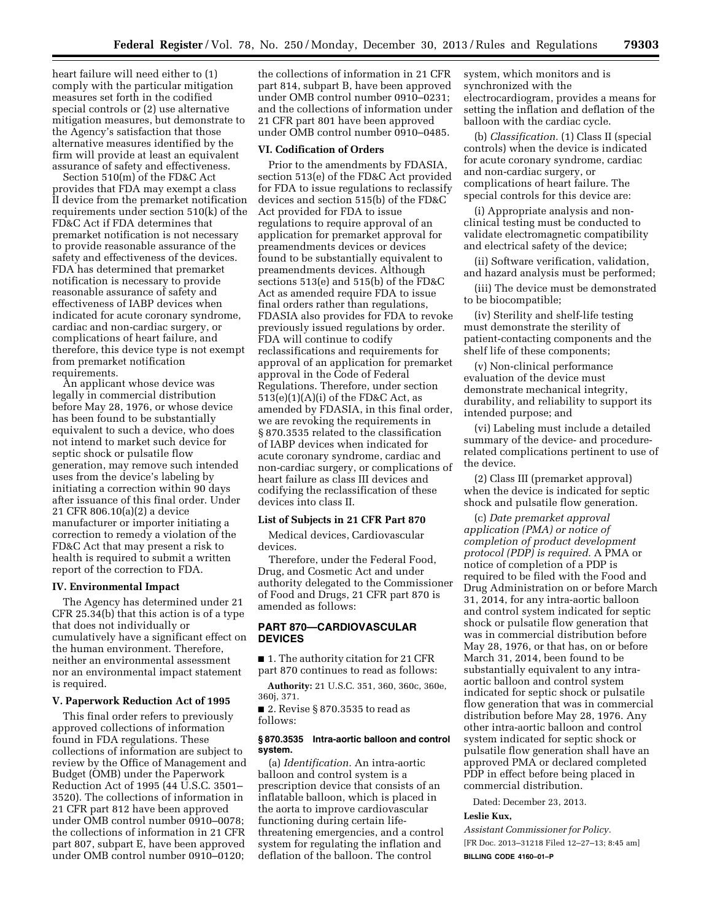heart failure will need either to (1) comply with the particular mitigation measures set forth in the codified special controls or (2) use alternative mitigation measures, but demonstrate to the Agency's satisfaction that those alternative measures identified by the firm will provide at least an equivalent assurance of safety and effectiveness.

Section 510(m) of the FD&C Act provides that FDA may exempt a class II device from the premarket notification requirements under section 510(k) of the FD&C Act if FDA determines that premarket notification is not necessary to provide reasonable assurance of the safety and effectiveness of the devices. FDA has determined that premarket notification is necessary to provide reasonable assurance of safety and effectiveness of IABP devices when indicated for acute coronary syndrome, cardiac and non-cardiac surgery, or complications of heart failure, and therefore, this device type is not exempt from premarket notification requirements.

An applicant whose device was legally in commercial distribution before May 28, 1976, or whose device has been found to be substantially equivalent to such a device, who does not intend to market such device for septic shock or pulsatile flow generation, may remove such intended uses from the device's labeling by initiating a correction within 90 days after issuance of this final order. Under 21 CFR 806.10(a)(2) a device manufacturer or importer initiating a correction to remedy a violation of the FD&C Act that may present a risk to health is required to submit a written report of the correction to FDA.

## IV. Environmental Impact

The Agency has determined under 21 CFR 25.34(b) that this action is of a type that does not individually or cumulatively have a significant effect on the human environment. Therefore, neither an environmental assessment nor an environmental impact statement is required.

## V. Paperwork Reduction Act of 1995

This final order refers to previously approved collections of information found in FDA regulations. These collections of information are subject to review by the Office of Management and Budget (OMB) under the Paperwork Reduction Act of 1995 (44 U.S.C. 3501–3520). The collections of information in 21 CFR part 812 have been approved under OMB control number 0910–0078; the collections of information in 21 CFR part 807, subpart E, have been approved under OMB control number 0910–0120; the collections of information in 21 CFR part 814, subpart B, have been approved under OMB control number 0910–0231; and the collections of information under 21 CFR part 801 have been approved under OMB control number 0910–0485.

## VI. Codification of Orders

Prior to the amendments by FDASIA, section 513(e) of the FD&C Act provided for FDA to issue regulations to reclassify devices and section 515(b) of the FD&C Act provided for FDA to issue regulations to require approval of an application for premarket approval for preamendments devices or devices found to be substantially equivalent to preamendments devices. Although sections 513(e) and 515(b) of the FD&C Act as amended require FDA to issue final orders rather than regulations, FDASIA also provides for FDA to revoke previously issued regulations by order. FDA will continue to codify reclassifications and requirements for approval of an application for premarket approval in the Code of Federal Regulations. Therefore, under section 513(e)(1)(A)(i) of the FD&C Act, as amended by FDASIA, in this final order, we are revoking the requirements in § 870.3535 related to the classification of IABP devices when indicated for acute coronary syndrome, cardiac and non-cardiac surgery, or complications of heart failure as class III devices and codifying the reclassification of these devices into class II.

### List of Subjects in 21 CFR Part 870

Medical devices, Cardiovascular devices.

Therefore, under the Federal Food, Drug, and Cosmetic Act and under authority delegated to the Commissioner of Food and Drugs, 21 CFR part 870 is amended as follows:

## PART 870—CARDIOVASCULAR DEVICES

■ 1. The authority citation for 21 CFR part 870 continues to read as follows:

**Authority:** 21 U.S.C. 351, 360, 360c, 360e, 360j, 371.

■ 2. Revise § 870.3535 to read as follows:

### § 870.3535 Intra-aortic balloon and control system.

(a) *Identification.* An intra-aortic balloon and control system is a prescription device that consists of an inflatable balloon, which is placed in the aorta to improve cardiovascular functioning during certain life-threatening emergencies, and a control system for regulating the inflation and deflation of the balloon. The control system, which monitors and is synchronized with the electrocardiogram, provides a means for setting the inflation and deflation of the balloon with the cardiac cycle.

(b) *Classification.* (1) Class II (special controls) when the device is indicated for acute coronary syndrome, cardiac and non-cardiac surgery, or complications of heart failure. The special controls for this device are:

(i) Appropriate analysis and non-clinical testing must be conducted to validate electromagnetic compatibility and electrical safety of the device;

(ii) Software verification, validation, and hazard analysis must be performed;

(iii) The device must be demonstrated to be biocompatible;

(iv) Sterility and shelf-life testing must demonstrate the sterility of patient-contacting components and the shelf life of these components;

(v) Non-clinical performance evaluation of the device must demonstrate mechanical integrity, durability, and reliability to support its intended purpose; and

(vi) Labeling must include a detailed summary of the device- and procedure-related complications pertinent to use of the device.

(2) Class III (premarket approval) when the device is indicated for septic shock and pulsatile flow generation.

(c) *Date premarket approval application (PMA) or notice of completion of product development protocol (PDP) is required.* A PMA or notice of completion of a PDP is required to be filed with the Food and Drug Administration on or before March 31, 2014, for any intra-aortic balloon and control system indicated for septic shock or pulsatile flow generation that was in commercial distribution before May 28, 1976, or that has, on or before March 31, 2014, been found to be substantially equivalent to any intra-aortic balloon and control system indicated for septic shock or pulsatile flow generation that was in commercial distribution before May 28, 1976. Any other intra-aortic balloon and control system indicated for septic shock or pulsatile flow generation shall have an approved PMA or declared completed PDP in effect before being placed in commercial distribution.

Dated: December 23, 2013.

**Leslie Kux,**

*Assistant Commissioner for Policy.*

[FR Doc. 2013–31218 Filed 12–27–13; 8:45 am]

**BILLING CODE 4160–01–P**